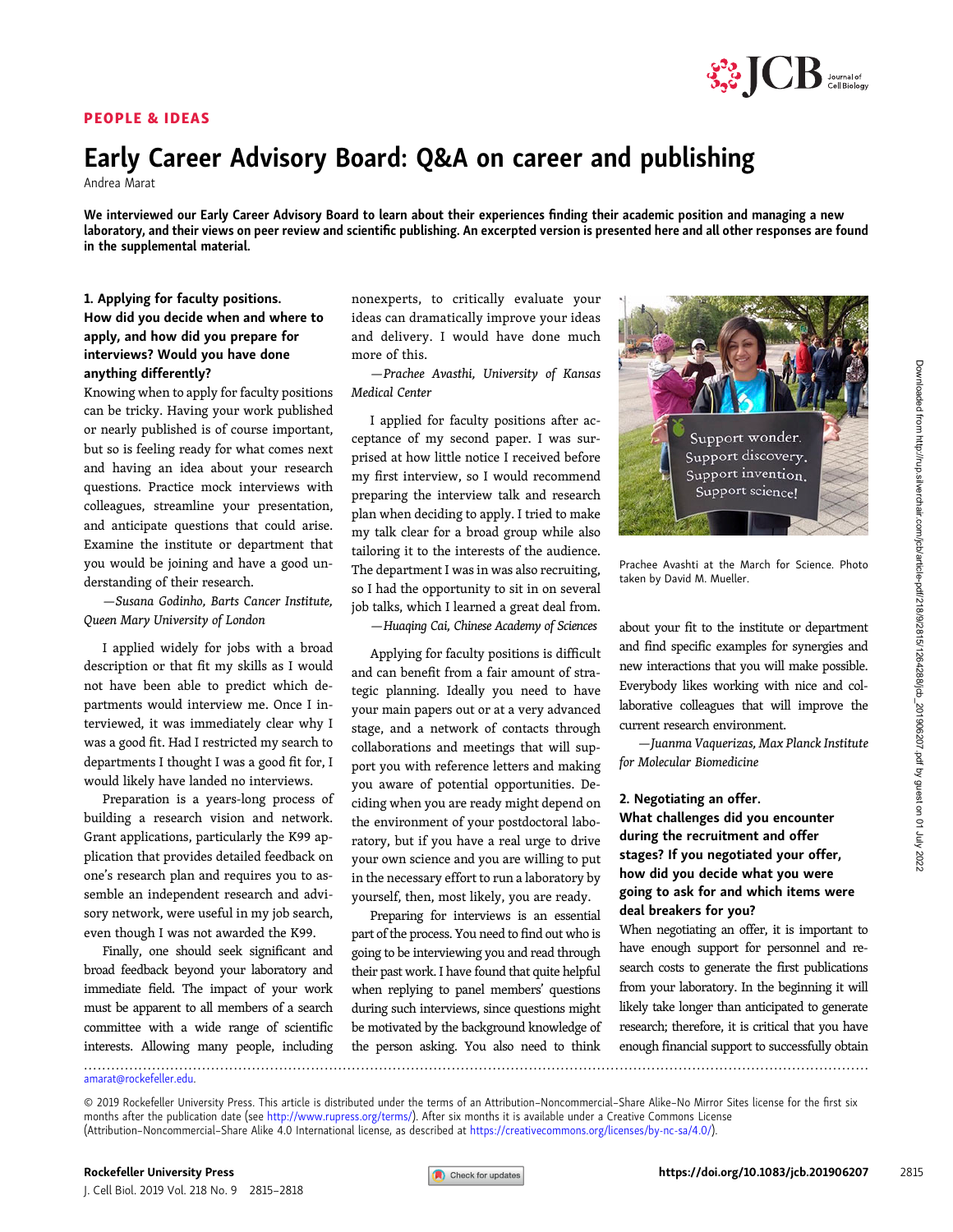PEOPLE & IDEAS

# Early Career Advisory Board: Q&A on career and publishing

Andrea Marat

**We interviewed our Early Career Advisory Board to learn about their experiences finding their academic position and managing a new laboratory, and their views on peer review and scientific publishing. An excerpted version is presented here and all other responses are found in the supplemental material.**

## 1. Applying for faculty positions.

### How did you decide when and where to apply, and how did you prepare for interviews? Would you have done anything differently?

Knowing when to apply for faculty positions can be tricky. Having your work published or nearly published is of course important, but so is feeling ready for what comes next and having an idea about your research questions. Practice mock interviews with colleagues, streamline your presentation, and anticipate questions that could arise. Examine the institute or department that you would be joining and have a good understanding of their research.

—*Susana Godinho, Barts Cancer Institute, Queen Mary University of London*

I applied widely for jobs with a broad description or that fit my skills as I would not have been able to predict which departments would interview me. Once I interviewed, it was immediately clear why I was a good fit. Had I restricted my search to departments I thought I was a good fit for, I would likely have landed no interviews.

Preparation is a years-long process of building a research vision and network. Grant applications, particularly the K99 application that provides detailed feedback on one's research plan and requires you to assemble an independent research and advisory network, were useful in my job search, even though I was not awarded the K99.

Finally, one should seek significant and broad feedback beyond your laboratory and immediate field. The impact of your work must be apparent to all members of a search committee with a wide range of scientific interests. Allowing many people, including nonexperts, to critically evaluate your ideas can dramatically improve your ideas and delivery. I would have done much more of this.

—*Prachee Avasthi, University of Kansas Medical Center*

I applied for faculty positions after acceptance of my second paper. I was surprised at how little notice I received before my first interview, so I would recommend preparing the interview talk and research plan when deciding to apply. I tried to make my talk clear for a broad group while also tailoring it to the interests of the audience. The department I was in was also recruiting, so I had the opportunity to sit in on several job talks, which I learned a great deal from.

—*Huaqing Cai, Chinese Academy of Sciences*

Applying for faculty positions is difficult and can benefit from a fair amount of strategic planning. Ideally you need to have your main papers out or at a very advanced stage, and a network of contacts through collaborations and meetings that will support you with reference letters and making you aware of potential opportunities. Deciding when you are ready might depend on the environment of your postdoctoral laboratory, but if you have a real urge to drive your own science and you are willing to put in the necessary effort to run a laboratory by yourself, then, most likely, you are ready.

Preparing for interviews is an essential part of the process. You need to find out who is going to be interviewing you and read through their past work. I have found that quite helpful when replying to panel members' questions during such interviews, since questions might be motivated by the background knowledge of the person asking. You also need to think about your fit to the institute or department and find specific examples for synergies and new interactions that you will make possible. Everybody likes working with nice and collaborative colleagues that will improve the current research environment.

—*Juanma Vaquerizas, Max Planck Institute for Molecular Biomedicine*

Prachee Avashti at the March for Science. Photo taken by David M. Mueller.

## 2. Negotiating an offer.

### What challenges did you encounter during the recruitment and offer stages? If you negotiated your offer, how did you decide what you were going to ask for and which items were deal breakers for you?

When negotiating an offer, it is important to have enough support for personnel and research costs to generate the first publications from your laboratory. In the beginning it will likely take longer than anticipated to generate research; therefore, it is critical that you have enough financial support to successfully obtain

amarat@rockefeller.edu.

© 2019 Rockefeller University Press. This article is distributed under the terms of an Attribution–Noncommercial–Share Alike–No Mirror Sites license for the first six months after the publication date (see http://www.rupress.org/terms/). After six months it is available under a Creative Commons License (Attribution–Noncommercial–Share Alike 4.0 International license, as described at https://creativecommons.org/licenses/by-nc-sa/4.0/).

https://doi.org/10.1083/jcb.201906207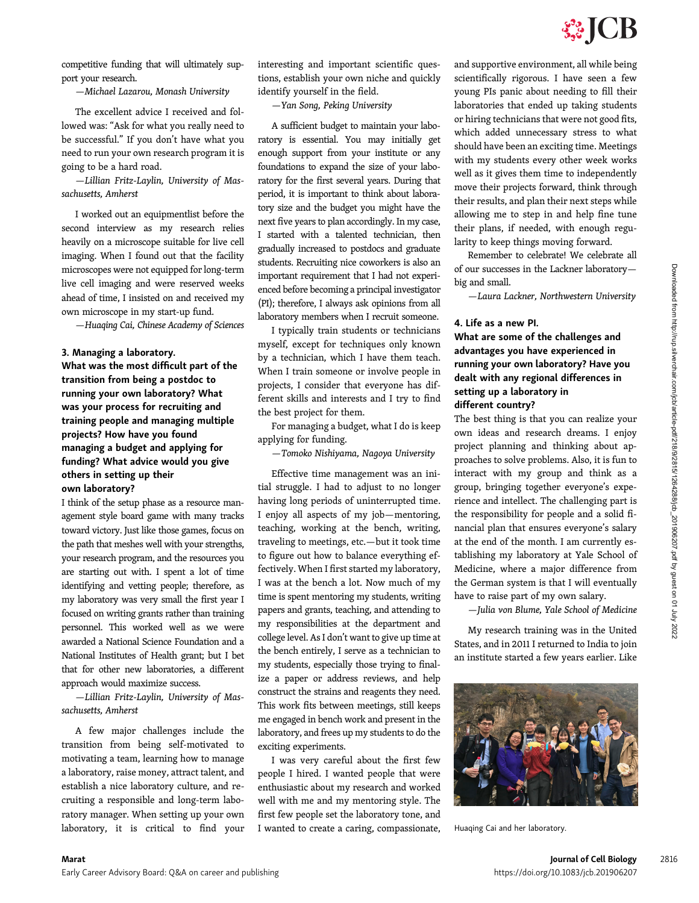competitive funding that will ultimately support your research.

—*Michael Lazarou, Monash University*

The excellent advice I received and followed was: "Ask for what you really need to be successful." If you don't have what you need to run your own research program it is going to be a hard road.

—*Lillian Fritz-Laylin, University of Massachusetts, Amherst*

I worked out an equipmentlist before the second interview as my research relies heavily on a microscope suitable for live cell imaging. When I found out that the facility microscopes were not equipped for long-term live cell imaging and were reserved weeks ahead of time, I insisted on and received my own microscope in my start-up fund.

—*Huaqing Cai, Chinese Academy of Sciences*

### 3. Managing a laboratory.

**What was the most difficult part of the transition from being a postdoc to running your own laboratory? What was your process for recruiting and training people and managing multiple projects? How have you found managing a budget and applying for funding? What advice would you give others in setting up their own laboratory?**

I think of the setup phase as a resource management style board game with many tracks toward victory. Just like those games, focus on the path that meshes well with your strengths, your research program, and the resources you are starting out with. I spent a lot of time identifying and vetting people; therefore, as my laboratory was very small the first year I focused on writing grants rather than training personnel. This worked well as we were awarded a National Science Foundation and a National Institutes of Health grant; but I bet that for other new laboratories, a different approach would maximize success.

—*Lillian Fritz-Laylin, University of Massachusetts, Amherst*

A few major challenges include the transition from being self-motivated to motivating a team, learning how to manage a laboratory, raise money, attract talent, and establish a nice laboratory culture, and recruiting a responsible and long-term laboratory manager. When setting up your own laboratory, it is critical to find your interesting and important scientific questions, establish your own niche and quickly identify yourself in the field.

—*Yan Song, Peking University*

A sufficient budget to maintain your laboratory is essential. You may initially get enough support from your institute or any foundations to expand the size of your laboratory for the first several years. During that period, it is important to think about laboratory size and the budget you might have the next five years to plan accordingly. In my case, I started with a talented technician, then gradually increased to postdocs and graduate students. Recruiting nice coworkers is also an important requirement that I had not experienced before becoming a principal investigator (PI); therefore, I always ask opinions from all laboratory members when I recruit someone.

I typically train students or technicians myself, except for techniques only known by a technician, which I have them teach. When I train someone or involve people in projects, I consider that everyone has different skills and interests and I try to find the best project for them.

For managing a budget, what I do is keep applying for funding.

—*Tomoko Nishiyama, Nagoya University*

Effective time management was an initial struggle. I had to adjust to no longer having long periods of uninterrupted time. I enjoy all aspects of my job—mentoring, teaching, working at the bench, writing, traveling to meetings, etc.—but it took time to figure out how to balance everything effectively. When I first started my laboratory, I was at the bench a lot. Now much of my time is spent mentoring my students, writing papers and grants, teaching, and attending to my responsibilities at the department and college level. As I don't want to give up time at the bench entirely, I serve as a technician to my students, especially those trying to finalize a paper or address reviews, and help construct the strains and reagents they need. This work fits between meetings, still keeps me engaged in bench work and present in the laboratory, and frees up my students to do the exciting experiments.

I was very careful about the first few people I hired. I wanted people that were enthusiastic about my research and worked well with me and my mentoring style. The first few people set the laboratory tone, and I wanted to create a caring, compassionate, and supportive environment, all while being scientifically rigorous. I have seen a few young PIs panic about needing to fill their laboratories that ended up taking students or hiring technicians that were not good fits, which added unnecessary stress to what should have been an exciting time. Meetings with my students every other week works well as it gives them time to independently move their projects forward, think through their results, and plan their next steps while allowing me to step in and help fine tune their plans, if needed, with enough regularity to keep things moving forward.

Remember to celebrate! We celebrate all of our successes in the Lackner laboratory—big and small.

—*Laura Lackner, Northwestern University*

### 4. Life as a new PI.

**What are some of the challenges and advantages you have experienced in running your own laboratory? Have you dealt with any regional differences in setting up a laboratory in different country?**

The best thing is that you can realize your own ideas and research dreams. I enjoy project planning and thinking about approaches to solve problems. Also, it is fun to interact with my group and think as a group, bringing together everyone's experience and intellect. The challenging part is the responsibility for people and a solid financial plan that ensures everyone's salary at the end of the month. I am currently establishing my laboratory at Yale School of Medicine, where a major difference from the German system is that I will eventually have to raise part of my own salary.

—*Julia von Blume, Yale School of Medicine*

My research training was in the United States, and in 2011 I returned to India to join an institute started a few years earlier. Like

Huaqing Cai and her laboratory.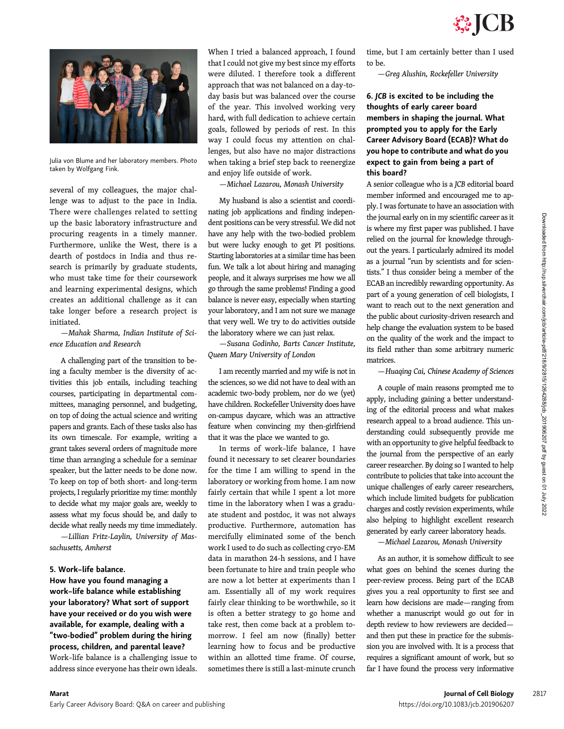Julia von Blume and her laboratory members. Photo taken by Wolfgang Fink.

several of my colleagues, the major challenge was to adjust to the pace in India. There were challenges related to setting up the basic laboratory infrastructure and procuring reagents in a timely manner. Furthermore, unlike the West, there is a dearth of postdocs in India and thus research is primarily by graduate students, who must take time for their coursework and learning experimental designs, which creates an additional challenge as it can take longer before a research project is initiated.

—*Mahak Sharma, Indian Institute of Science Education and Research*

A challenging part of the transition to being a faculty member is the diversity of activities this job entails, including teaching courses, participating in departmental committees, managing personnel, and budgeting, on top of doing the actual science and writing papers and grants. Each of these tasks also has its own timescale. For example, writing a grant takes several orders of magnitude more time than arranging a schedule for a seminar speaker, but the latter needs to be done now. To keep on top of both short- and long-term projects, I regularly prioritize my time: monthly to decide what my major goals are, weekly to assess what my focus should be, and daily to decide what really needs my time immediately.

—*Lillian Fritz-Laylin, University of Massachusetts, Amherst*

### 5. Work–life balance.

**How have you found managing a work–life balance while establishing your laboratory? What sort of support have your received or do you wish were available, for example, dealing with a "two-bodied" problem during the hiring process, children, and parental leave?**

Work–life balance is a challenging issue to address since everyone has their own ideals. When I tried a balanced approach, I found that I could not give my best since my efforts were diluted. I therefore took a different approach that was not balanced on a day-to-day basis but was balanced over the course of the year. This involved working very hard, with full dedication to achieve certain goals, followed by periods of rest. In this way I could focus my attention on challenges, but also have no major distractions when taking a brief step back to reenergize and enjoy life outside of work.

—*Michael Lazarou, Monash University*

My husband is also a scientist and coordinating job applications and finding independent positions can be very stressful. We did not have any help with the two-bodied problem but were lucky enough to get PI positions. Starting laboratories at a similar time has been fun. We talk a lot about hiring and managing people, and it always surprises me how we all go through the same problems! Finding a good balance is never easy, especially when starting your laboratory, and I am not sure we manage that very well. We try to do activities outside the laboratory where we can just relax.

—*Susana Godinho, Barts Cancer Institute, Queen Mary University of London*

I am recently married and my wife is not in the sciences, so we did not have to deal with an academic two-body problem, nor do we (yet) have children. Rockefeller University does have on-campus daycare, which was an attractive feature when convincing my then-girlfriend that it was the place we wanted to go.

In terms of work–life balance, I have found it necessary to set clearer boundaries for the time I am willing to spend in the laboratory or working from home. I am now fairly certain that while I spent a lot more time in the laboratory when I was a graduate student and postdoc, it was not always productive. Furthermore, automation has mercifully eliminated some of the bench work I used to do such as collecting cryo-EM data in marathon 24-h sessions, and I have been fortunate to hire and train people who are now a lot better at experiments than I am. Essentially all of my work requires fairly clear thinking to be worthwhile, so it is often a better strategy to go home and take rest, then come back at a problem tomorrow. I feel am now (finally) better learning how to focus and be productive within an allotted time frame. Of course, sometimes there is still a last-minute crunch time, but I am certainly better than I used to be.

—*Greg Alushin, Rockefeller University*

### 6. *JCB* is excited to be including the thoughts of early career board members in shaping the journal. What prompted you to apply for the Early Career Advisory Board (ECAB)? What do you hope to contribute and what do you expect to gain from being a part of this board?

A senior colleague who is a *JCB* editorial board member informed and encouraged me to apply. I was fortunate to have an association with the journal early on in my scientific career as it is where my first paper was published. I have relied on the journal for knowledge throughout the years. I particularly admired its model as a journal "run by scientists and for scientists." I thus consider being a member of the ECAB an incredibly rewarding opportunity. As part of a young generation of cell biologists, I want to reach out to the next generation and the public about curiosity-driven research and help change the evaluation system to be based on the quality of the work and the impact to its field rather than some arbitrary numeric matrices.

—*Huaqing Cai, Chinese Academy of Sciences*

A couple of main reasons prompted me to apply, including gaining a better understanding of the editorial process and what makes research appeal to a broad audience. This understanding could subsequently provide me with an opportunity to give helpful feedback to the journal from the perspective of an early career researcher. By doing so I wanted to help contribute to policies that take into account the unique challenges of early career researchers, which include limited budgets for publication charges and costly revision experiments, while also helping to highlight excellent research generated by early career laboratory heads.

—*Michael Lazarou, Monash University*

As an author, it is somehow difficult to see what goes on behind the scenes during the peer-review process. Being part of the ECAB gives you a real opportunity to first see and learn how decisions are made—ranging from whether a manuscript would go out for in depth review to how reviewers are decided—and then put these in practice for the submission you are involved with. It is a process that requires a significant amount of work, but so far I have found the process very informative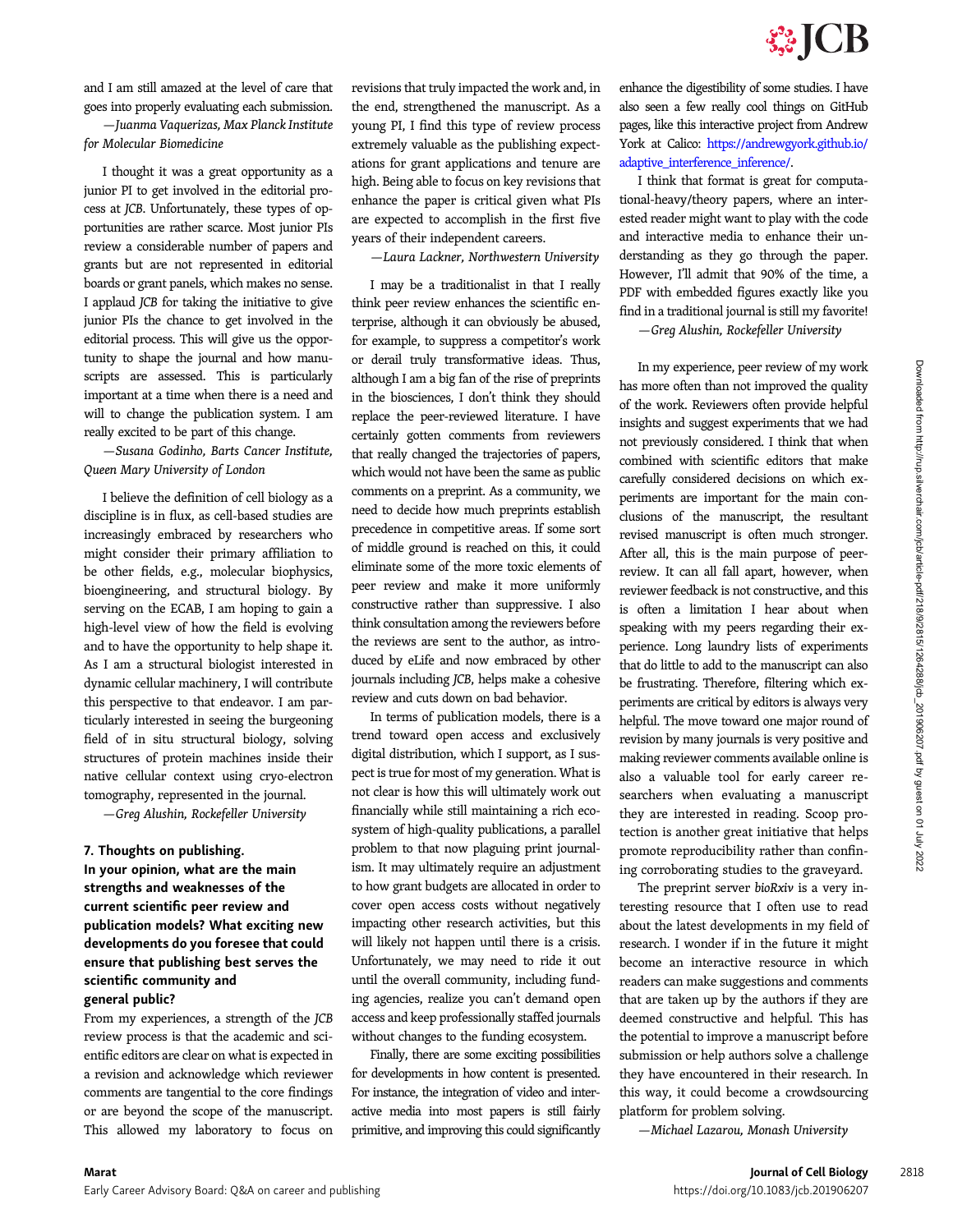and I am still amazed at the level of care that goes into properly evaluating each submission.

*—Juanma Vaquerizas, Max Planck Institute for Molecular Biomedicine*

I thought it was a great opportunity as a junior PI to get involved in the editorial process at *JCB*. Unfortunately, these types of opportunities are rather scarce. Most junior PIs review a considerable number of papers and grants but are not represented in editorial boards or grant panels, which makes no sense. I applaud *JCB* for taking the initiative to give junior PIs the chance to get involved in the editorial process. This will give us the opportunity to shape the journal and how manuscripts are assessed. This is particularly important at a time when there is a need and will to change the publication system. I am really excited to be part of this change.

*—Susana Godinho, Barts Cancer Institute, Queen Mary University of London*

I believe the definition of cell biology as a discipline is in flux, as cell-based studies are increasingly embraced by researchers who might consider their primary affiliation to be other fields, e.g., molecular biophysics, bioengineering, and structural biology. By serving on the ECAB, I am hoping to gain a high-level view of how the field is evolving and to have the opportunity to help shape it. As I am a structural biologist interested in dynamic cellular machinery, I will contribute this perspective to that endeavor. I am particularly interested in seeing the burgeoning field of in situ structural biology, solving structures of protein machines inside their native cellular context using cryo-electron tomography, represented in the journal.

*—Greg Alushin, Rockefeller University*

## 7. Thoughts on publishing.

**In your opinion, what are the main strengths and weaknesses of the current scientific peer review and publication models? What exciting new developments do you foresee that could ensure that publishing best serves the scientific community and general public?**

From my experiences, a strength of the *JCB* review process is that the academic and scientific editors are clear on what is expected in a revision and acknowledge which reviewer comments are tangential to the core findings or are beyond the scope of the manuscript. This allowed my laboratory to focus on revisions that truly impacted the work and, in the end, strengthened the manuscript. As a young PI, I find this type of review process extremely valuable as the publishing expectations for grant applications and tenure are high. Being able to focus on key revisions that enhance the paper is critical given what PIs are expected to accomplish in the first five years of their independent careers.

*—Laura Lackner, Northwestern University*

I may be a traditionalist in that I really think peer review enhances the scientific enterprise, although it can obviously be abused, for example, to suppress a competitor's work or derail truly transformative ideas. Thus, although I am a big fan of the rise of preprints in the biosciences, I don't think they should replace the peer-reviewed literature. I have certainly gotten comments from reviewers that really changed the trajectories of papers, which would not have been the same as public comments on a preprint. As a community, we need to decide how much preprints establish precedence in competitive areas. If some sort of middle ground is reached on this, it could eliminate some of the more toxic elements of peer review and make it more uniformly constructive rather than suppressive. I also think consultation among the reviewers before the reviews are sent to the author, as introduced by eLife and now embraced by other journals including *JCB*, helps make a cohesive review and cuts down on bad behavior.

In terms of publication models, there is a trend toward open access and exclusively digital distribution, which I support, as I suspect is true for most of my generation. What is not clear is how this will ultimately work out financially while still maintaining a rich ecosystem of high-quality publications, a parallel problem to that now plaguing print journalism. It may ultimately require an adjustment to how grant budgets are allocated in order to cover open access costs without negatively impacting other research activities, but this will likely not happen until there is a crisis. Unfortunately, we may need to ride it out until the overall community, including funding agencies, realize you can't demand open access and keep professionally staffed journals without changes to the funding ecosystem.

Finally, there are some exciting possibilities for developments in how content is presented. For instance, the integration of video and interactive media into most papers is still fairly primitive, and improving this could significantly enhance the digestibility of some studies. I have also seen a few really cool things on GitHub pages, like this interactive project from Andrew York at Calico: https://andrewgyork.github.io/adaptive_interference_inference/.

I think that format is great for computational-heavy/theory papers, where an interested reader might want to play with the code and interactive media to enhance their understanding as they go through the paper. However, I'll admit that 90% of the time, a PDF with embedded figures exactly like you find in a traditional journal is still my favorite!

*—Greg Alushin, Rockefeller University*

In my experience, peer review of my work has more often than not improved the quality of the work. Reviewers often provide helpful insights and suggest experiments that we had not previously considered. I think that when combined with scientific editors that make carefully considered decisions on which experiments are important for the main conclusions of the manuscript, the resultant revised manuscript is often much stronger. After all, this is the main purpose of peer-review. It can all fall apart, however, when reviewer feedback is not constructive, and this is often a limitation I hear about when speaking with my peers regarding their experience. Long laundry lists of experiments that do little to add to the manuscript can also be frustrating. Therefore, filtering which experiments are critical by editors is always very helpful. The move toward one major round of revision by many journals is very positive and making reviewer comments available online is also a valuable tool for early career researchers when evaluating a manuscript they are interested in reading. Scoop protection is another great initiative that helps promote reproducibility rather than confining corroborating studies to the graveyard.

The preprint server *bioRxiv* is a very interesting resource that I often use to read about the latest developments in my field of research. I wonder if in the future it might become an interactive resource in which readers can make suggestions and comments that are taken up by the authors if they are deemed constructive and helpful. This has the potential to improve a manuscript before submission or help authors solve a challenge they have encountered in their research. In this way, it could become a crowdsourcing platform for problem solving.

*—Michael Lazarou, Monash University*